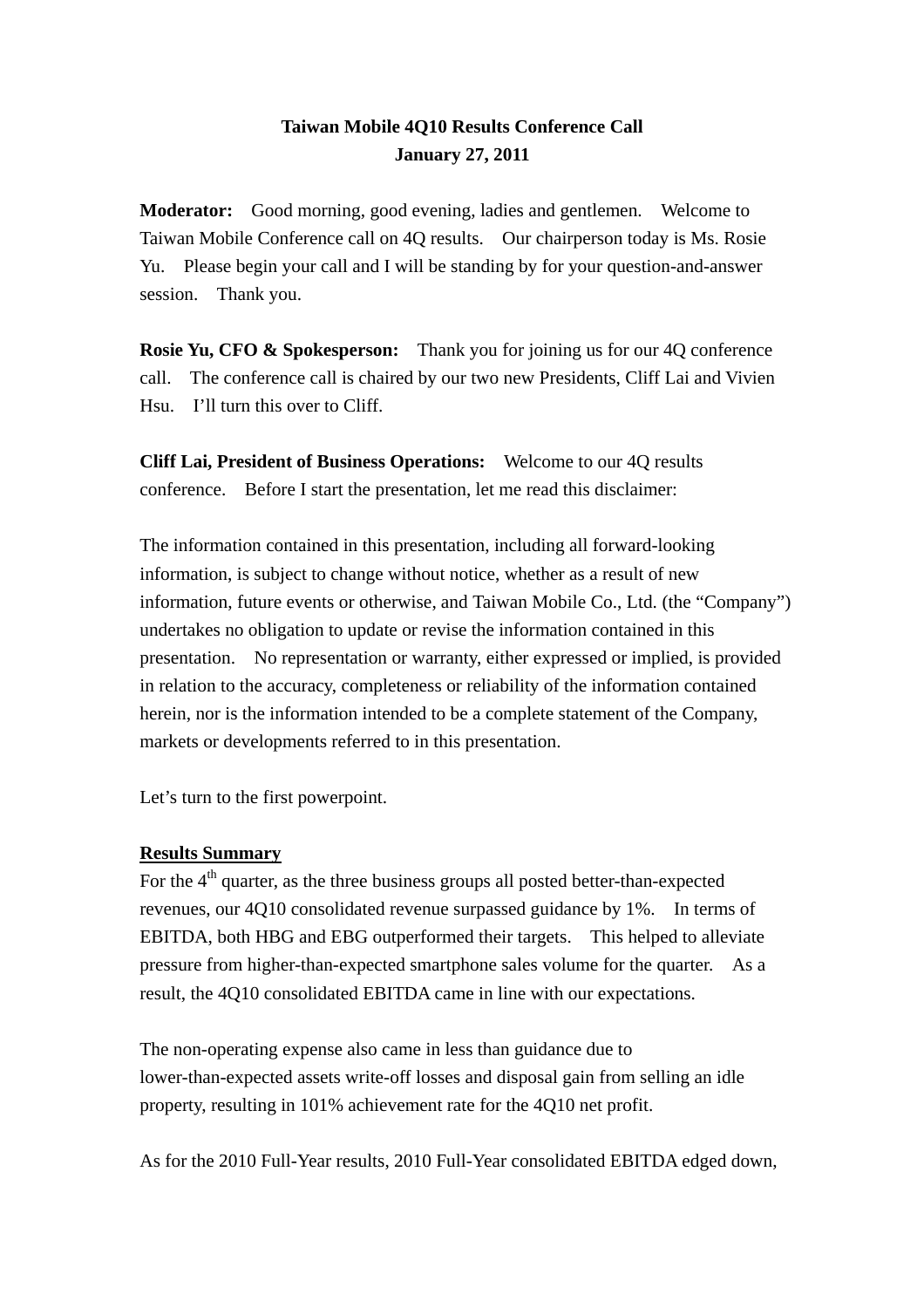**Taiwan Mobile 4Q10 Results Conference Call**
**January 27, 2011**

**Moderator:** Good morning, good evening, ladies and gentlemen. Welcome to Taiwan Mobile Conference call on 4Q results. Our chairperson today is Ms. Rosie Yu. Please begin your call and I will be standing by for your question-and-answer session. Thank you.

**Rosie Yu, CFO & Spokesperson:** Thank you for joining us for our 4Q conference call. The conference call is chaired by our two new Presidents, Cliff Lai and Vivien Hsu. I'll turn this over to Cliff.

**Cliff Lai, President of Business Operations:** Welcome to our 4Q results conference. Before I start the presentation, let me read this disclaimer:

The information contained in this presentation, including all forward-looking information, is subject to change without notice, whether as a result of new information, future events or otherwise, and Taiwan Mobile Co., Ltd. (the "Company") undertakes no obligation to update or revise the information contained in this presentation. No representation or warranty, either expressed or implied, is provided in relation to the accuracy, completeness or reliability of the information contained herein, nor is the information intended to be a complete statement of the Company, markets or developments referred to in this presentation.

Let's turn to the first powerpoint.

**Results Summary**

For the 4th quarter, as the three business groups all posted better-than-expected revenues, our 4Q10 consolidated revenue surpassed guidance by 1%. In terms of EBITDA, both HBG and EBG outperformed their targets. This helped to alleviate pressure from higher-than-expected smartphone sales volume for the quarter. As a result, the 4Q10 consolidated EBITDA came in line with our expectations.

The non-operating expense also came in less than guidance due to lower-than-expected assets write-off losses and disposal gain from selling an idle property, resulting in 101% achievement rate for the 4Q10 net profit.

As for the 2010 Full-Year results, 2010 Full-Year consolidated EBITDA edged down,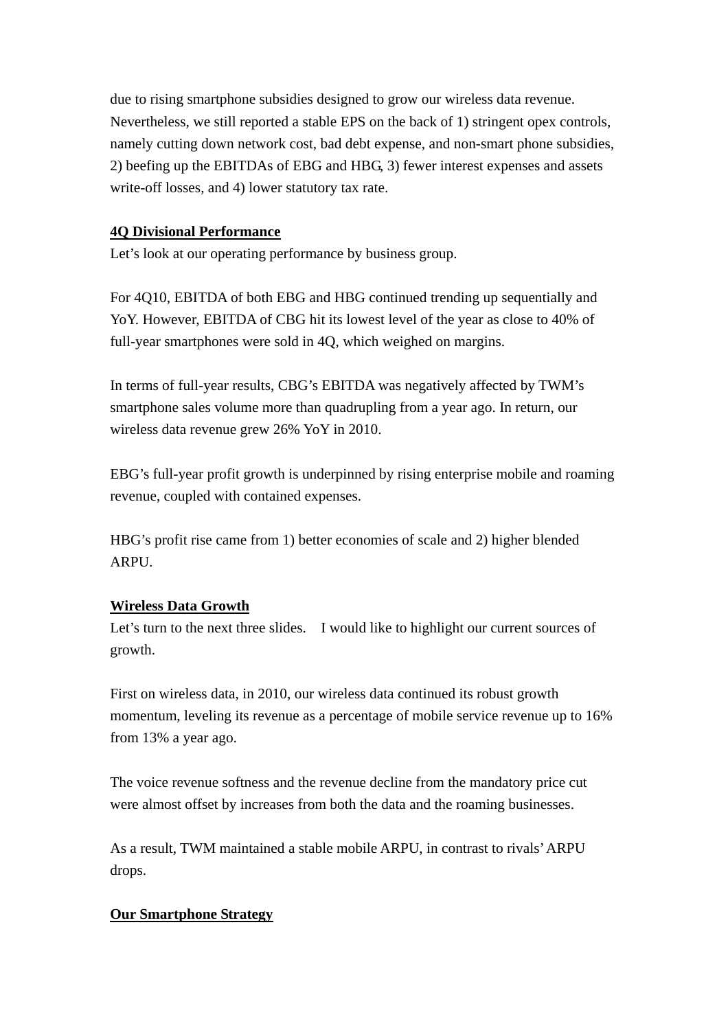due to rising smartphone subsidies designed to grow our wireless data revenue. Nevertheless, we still reported a stable EPS on the back of 1) stringent opex controls, namely cutting down network cost, bad debt expense, and non-smart phone subsidies, 2) beefing up the EBITDAs of EBG and HBG, 3) fewer interest expenses and assets write-off losses, and 4) lower statutory tax rate.

**4Q Divisional Performance**

Let's look at our operating performance by business group.

For 4Q10, EBITDA of both EBG and HBG continued trending up sequentially and YoY. However, EBITDA of CBG hit its lowest level of the year as close to 40% of full-year smartphones were sold in 4Q, which weighed on margins.

In terms of full-year results, CBG's EBITDA was negatively affected by TWM's smartphone sales volume more than quadrupling from a year ago. In return, our wireless data revenue grew 26% YoY in 2010.

EBG's full-year profit growth is underpinned by rising enterprise mobile and roaming revenue, coupled with contained expenses.

HBG's profit rise came from 1) better economies of scale and 2) higher blended ARPU.

**Wireless Data Growth**

Let's turn to the next three slides. I would like to highlight our current sources of growth.

First on wireless data, in 2010, our wireless data continued its robust growth momentum, leveling its revenue as a percentage of mobile service revenue up to 16% from 13% a year ago.

The voice revenue softness and the revenue decline from the mandatory price cut were almost offset by increases from both the data and the roaming businesses.

As a result, TWM maintained a stable mobile ARPU, in contrast to rivals' ARPU drops.

**Our Smartphone Strategy**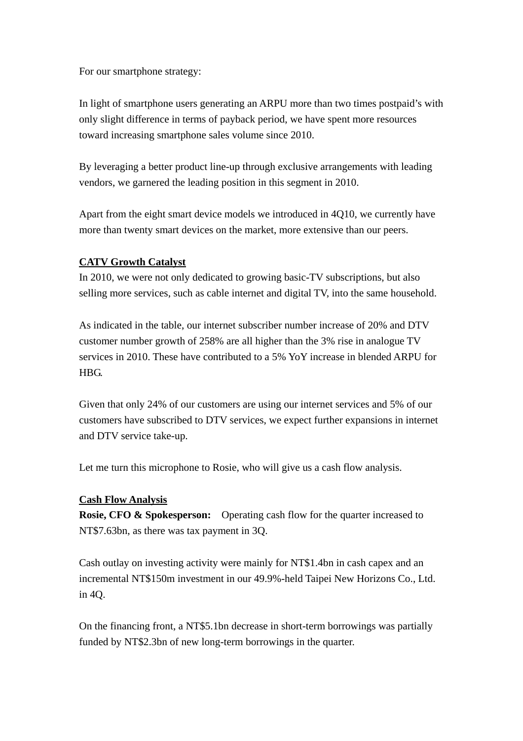For our smartphone strategy:

In light of smartphone users generating an ARPU more than two times postpaid's with only slight difference in terms of payback period, we have spent more resources toward increasing smartphone sales volume since 2010.

By leveraging a better product line-up through exclusive arrangements with leading vendors, we garnered the leading position in this segment in 2010.

Apart from the eight smart device models we introduced in 4Q10, we currently have more than twenty smart devices on the market, more extensive than our peers.

**CATV Growth Catalyst**

In 2010, we were not only dedicated to growing basic-TV subscriptions, but also selling more services, such as cable internet and digital TV, into the same household.

As indicated in the table, our internet subscriber number increase of 20% and DTV customer number growth of 258% are all higher than the 3% rise in analogue TV services in 2010. These have contributed to a 5% YoY increase in blended ARPU for HBG.

Given that only 24% of our customers are using our internet services and 5% of our customers have subscribed to DTV services, we expect further expansions in internet and DTV service take-up.

Let me turn this microphone to Rosie, who will give us a cash flow analysis.

**Cash Flow Analysis**

**Rosie, CFO & Spokesperson:** Operating cash flow for the quarter increased to NT$7.63bn, as there was tax payment in 3Q.

Cash outlay on investing activity were mainly for NT$1.4bn in cash capex and an incremental NT$150m investment in our 49.9%-held Taipei New Horizons Co., Ltd. in 4Q.

On the financing front, a NT$5.1bn decrease in short-term borrowings was partially funded by NT$2.3bn of new long-term borrowings in the quarter.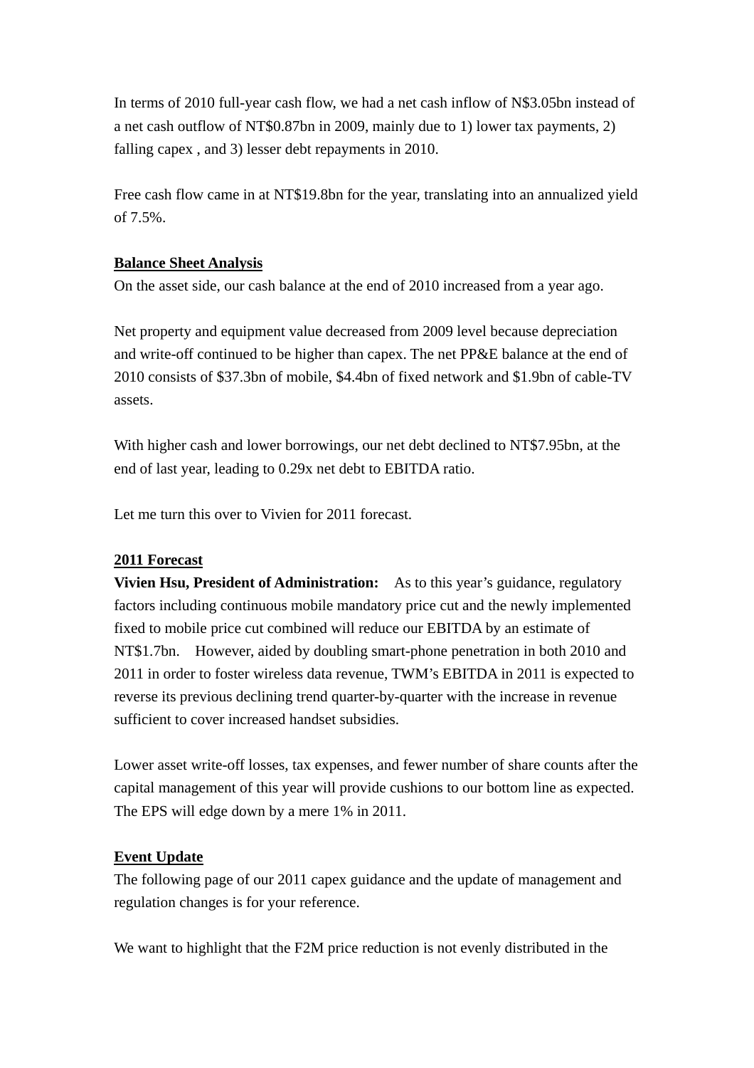In terms of 2010 full-year cash flow, we had a net cash inflow of N$3.05bn instead of a net cash outflow of NT$0.87bn in 2009, mainly due to 1) lower tax payments, 2) falling capex , and 3) lesser debt repayments in 2010.

Free cash flow came in at NT$19.8bn for the year, translating into an annualized yield of 7.5%.

**Balance Sheet Analysis**

On the asset side, our cash balance at the end of 2010 increased from a year ago.

Net property and equipment value decreased from 2009 level because depreciation and write-off continued to be higher than capex. The net PP&E balance at the end of 2010 consists of $37.3bn of mobile, $4.4bn of fixed network and $1.9bn of cable-TV assets.

With higher cash and lower borrowings, our net debt declined to NT$7.95bn, at the end of last year, leading to 0.29x net debt to EBITDA ratio.

Let me turn this over to Vivien for 2011 forecast.

**2011 Forecast**

**Vivien Hsu, President of Administration:** As to this year's guidance, regulatory factors including continuous mobile mandatory price cut and the newly implemented fixed to mobile price cut combined will reduce our EBITDA by an estimate of NT$1.7bn. However, aided by doubling smart-phone penetration in both 2010 and 2011 in order to foster wireless data revenue, TWM's EBITDA in 2011 is expected to reverse its previous declining trend quarter-by-quarter with the increase in revenue sufficient to cover increased handset subsidies.

Lower asset write-off losses, tax expenses, and fewer number of share counts after the capital management of this year will provide cushions to our bottom line as expected. The EPS will edge down by a mere 1% in 2011.

**Event Update**

The following page of our 2011 capex guidance and the update of management and regulation changes is for your reference.

We want to highlight that the F2M price reduction is not evenly distributed in the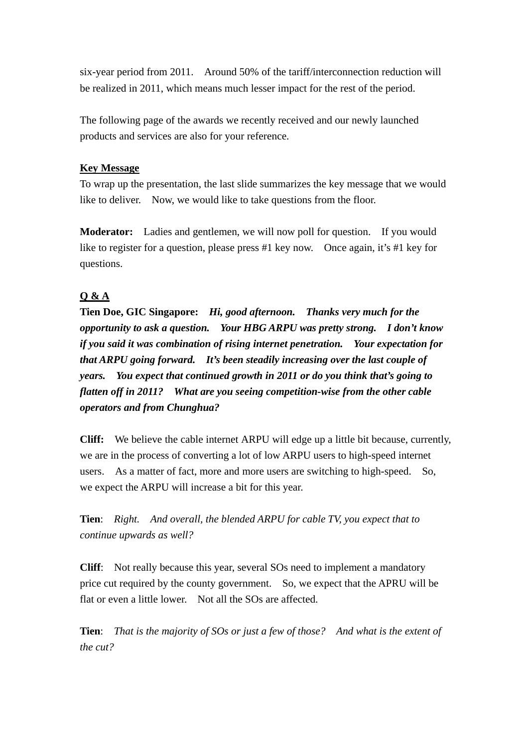six-year period from 2011. Around 50% of the tariff/interconnection reduction will be realized in 2011, which means much lesser impact for the rest of the period.

The following page of the awards we recently received and our newly launched products and services are also for your reference.

**Key Message**

To wrap up the presentation, the last slide summarizes the key message that we would like to deliver. Now, we would like to take questions from the floor.

**Moderator:** Ladies and gentlemen, we will now poll for question. If you would like to register for a question, please press #1 key now. Once again, it's #1 key for questions.

**Q & A**

**Tien Doe, GIC Singapore:** ***Hi, good afternoon. Thanks very much for the opportunity to ask a question. Your HBG ARPU was pretty strong. I don't know if you said it was combination of rising internet penetration. Your expectation for that ARPU going forward. It's been steadily increasing over the last couple of years. You expect that continued growth in 2011 or do you think that's going to flatten off in 2011? What are you seeing competition-wise from the other cable operators and from Chunghua?***

**Cliff:** We believe the cable internet ARPU will edge up a little bit because, currently, we are in the process of converting a lot of low ARPU users to high-speed internet users. As a matter of fact, more and more users are switching to high-speed. So, we expect the ARPU will increase a bit for this year.

**Tien**: *Right. And overall, the blended ARPU for cable TV, you expect that to continue upwards as well?*

**Cliff**: Not really because this year, several SOs need to implement a mandatory price cut required by the county government. So, we expect that the APRU will be flat or even a little lower. Not all the SOs are affected.

**Tien**: *That is the majority of SOs or just a few of those? And what is the extent of the cut?*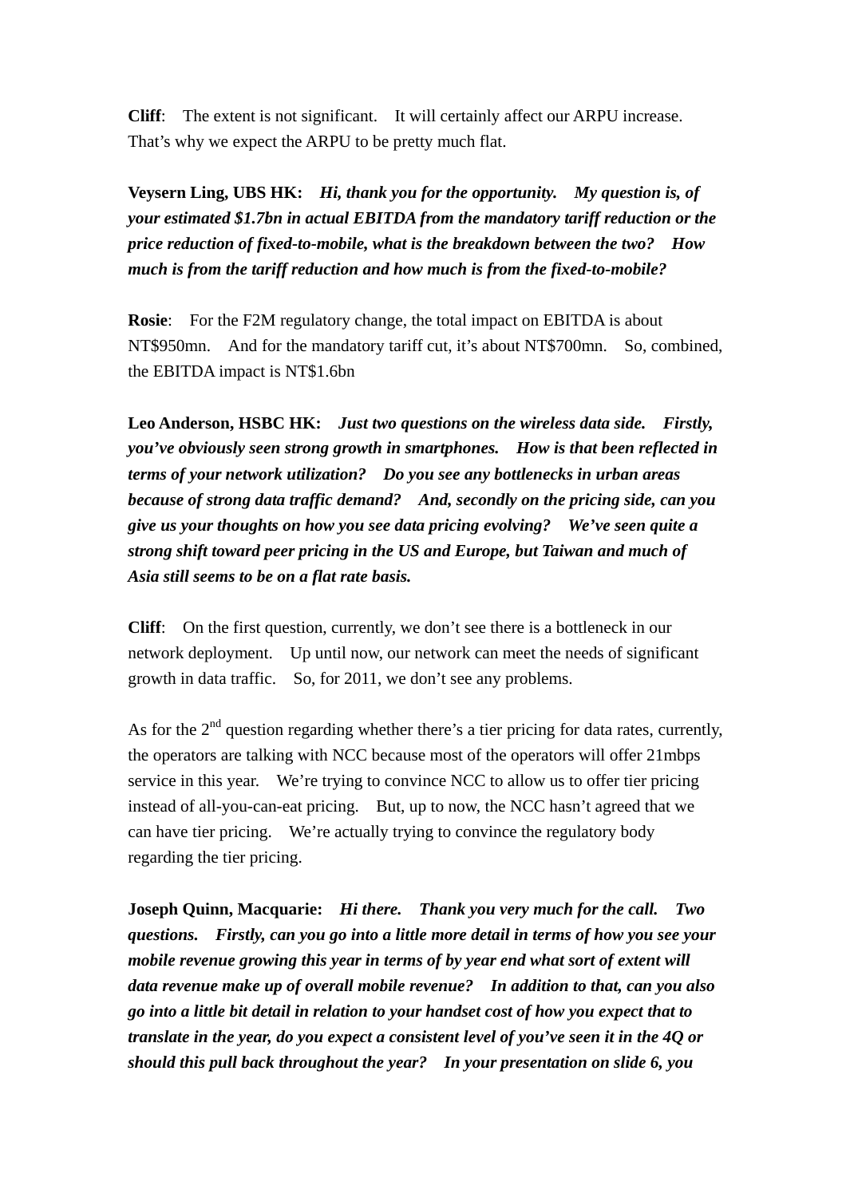**Cliff**: The extent is not significant. It will certainly affect our ARPU increase. That's why we expect the ARPU to be pretty much flat.

**Veysern Ling, UBS HK:** ***Hi, thank you for the opportunity. My question is, of your estimated $1.7bn in actual EBITDA from the mandatory tariff reduction or the price reduction of fixed-to-mobile, what is the breakdown between the two? How much is from the tariff reduction and how much is from the fixed-to-mobile?***

**Rosie**: For the F2M regulatory change, the total impact on EBITDA is about NT$950mn. And for the mandatory tariff cut, it's about NT$700mn. So, combined, the EBITDA impact is NT$1.6bn

**Leo Anderson, HSBC HK:** ***Just two questions on the wireless data side. Firstly, you've obviously seen strong growth in smartphones. How is that been reflected in terms of your network utilization? Do you see any bottlenecks in urban areas because of strong data traffic demand? And, secondly on the pricing side, can you give us your thoughts on how you see data pricing evolving? We've seen quite a strong shift toward peer pricing in the US and Europe, but Taiwan and much of Asia still seems to be on a flat rate basis.***

**Cliff**: On the first question, currently, we don't see there is a bottleneck in our network deployment. Up until now, our network can meet the needs of significant growth in data traffic. So, for 2011, we don't see any problems.

As for the 2nd question regarding whether there's a tier pricing for data rates, currently, the operators are talking with NCC because most of the operators will offer 21mbps service in this year. We're trying to convince NCC to allow us to offer tier pricing instead of all-you-can-eat pricing. But, up to now, the NCC hasn't agreed that we can have tier pricing. We're actually trying to convince the regulatory body regarding the tier pricing.

**Joseph Quinn, Macquarie:** ***Hi there. Thank you very much for the call. Two questions. Firstly, can you go into a little more detail in terms of how you see your mobile revenue growing this year in terms of by year end what sort of extent will data revenue make up of overall mobile revenue? In addition to that, can you also go into a little bit detail in relation to your handset cost of how you expect that to translate in the year, do you expect a consistent level of you've seen it in the 4Q or should this pull back throughout the year? In your presentation on slide 6, you***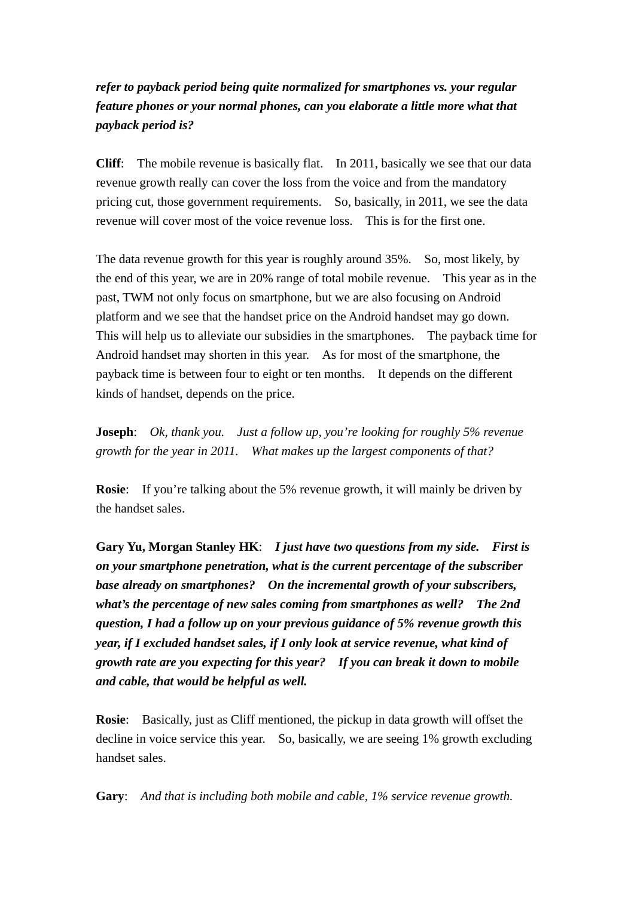***refer to payback period being quite normalized for smartphones vs. your regular feature phones or your normal phones, can you elaborate a little more what that payback period is?***

**Cliff**: The mobile revenue is basically flat. In 2011, basically we see that our data revenue growth really can cover the loss from the voice and from the mandatory pricing cut, those government requirements. So, basically, in 2011, we see the data revenue will cover most of the voice revenue loss. This is for the first one.

The data revenue growth for this year is roughly around 35%. So, most likely, by the end of this year, we are in 20% range of total mobile revenue. This year as in the past, TWM not only focus on smartphone, but we are also focusing on Android platform and we see that the handset price on the Android handset may go down. This will help us to alleviate our subsidies in the smartphones. The payback time for Android handset may shorten in this year. As for most of the smartphone, the payback time is between four to eight or ten months. It depends on the different kinds of handset, depends on the price.

**Joseph**: *Ok, thank you. Just a follow up, you're looking for roughly 5% revenue growth for the year in 2011. What makes up the largest components of that?*

**Rosie**: If you're talking about the 5% revenue growth, it will mainly be driven by the handset sales.

**Gary Yu, Morgan Stanley HK**: ***I just have two questions from my side. First is on your smartphone penetration, what is the current percentage of the subscriber base already on smartphones? On the incremental growth of your subscribers, what's the percentage of new sales coming from smartphones as well? The 2nd question, I had a follow up on your previous guidance of 5% revenue growth this year, if I excluded handset sales, if I only look at service revenue, what kind of growth rate are you expecting for this year? If you can break it down to mobile and cable, that would be helpful as well.***

**Rosie**: Basically, just as Cliff mentioned, the pickup in data growth will offset the decline in voice service this year. So, basically, we are seeing 1% growth excluding handset sales.

**Gary**: *And that is including both mobile and cable, 1% service revenue growth.*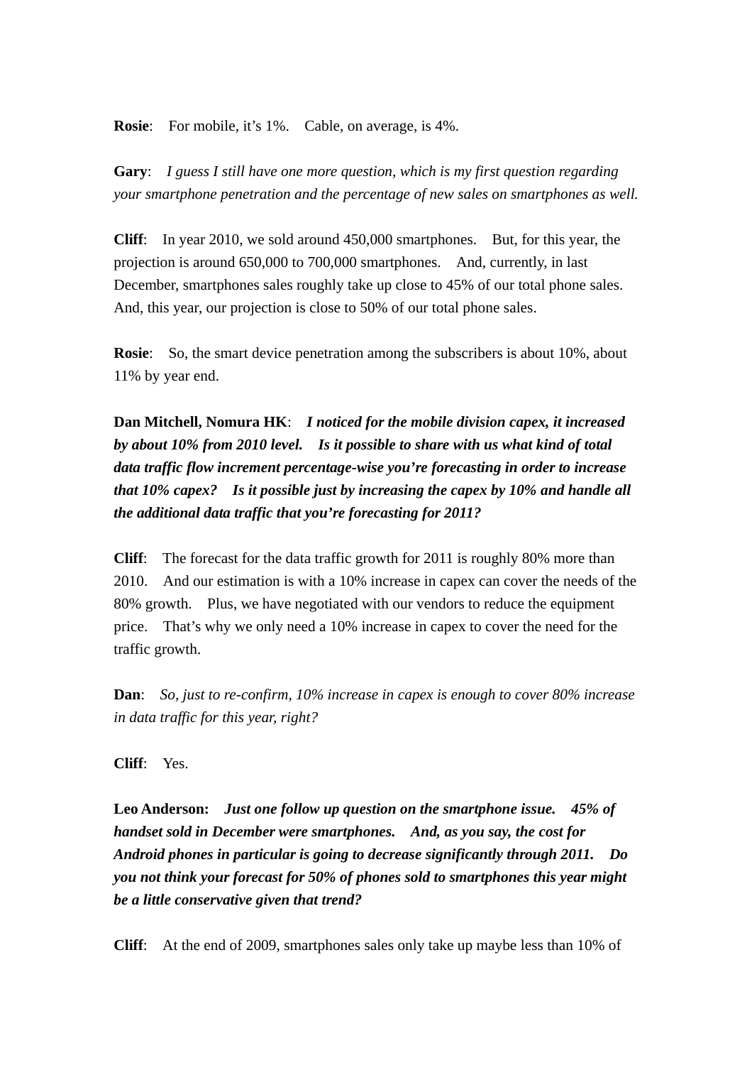**Rosie**: For mobile, it's 1%. Cable, on average, is 4%.

**Gary**: *I guess I still have one more question, which is my first question regarding your smartphone penetration and the percentage of new sales on smartphones as well.*

**Cliff**: In year 2010, we sold around 450,000 smartphones. But, for this year, the projection is around 650,000 to 700,000 smartphones. And, currently, in last December, smartphones sales roughly take up close to 45% of our total phone sales. And, this year, our projection is close to 50% of our total phone sales.

**Rosie**: So, the smart device penetration among the subscribers is about 10%, about 11% by year end.

**Dan Mitchell, Nomura HK**: ***I noticed for the mobile division capex, it increased by about 10% from 2010 level. Is it possible to share with us what kind of total data traffic flow increment percentage-wise you're forecasting in order to increase that 10% capex? Is it possible just by increasing the capex by 10% and handle all the additional data traffic that you're forecasting for 2011?***

**Cliff**: The forecast for the data traffic growth for 2011 is roughly 80% more than 2010. And our estimation is with a 10% increase in capex can cover the needs of the 80% growth. Plus, we have negotiated with our vendors to reduce the equipment price. That's why we only need a 10% increase in capex to cover the need for the traffic growth.

**Dan**: *So, just to re-confirm, 10% increase in capex is enough to cover 80% increase in data traffic for this year, right?*

**Cliff**: Yes.

**Leo Anderson:** ***Just one follow up question on the smartphone issue. 45% of handset sold in December were smartphones. And, as you say, the cost for Android phones in particular is going to decrease significantly through 2011. Do you not think your forecast for 50% of phones sold to smartphones this year might be a little conservative given that trend?***

**Cliff**: At the end of 2009, smartphones sales only take up maybe less than 10% of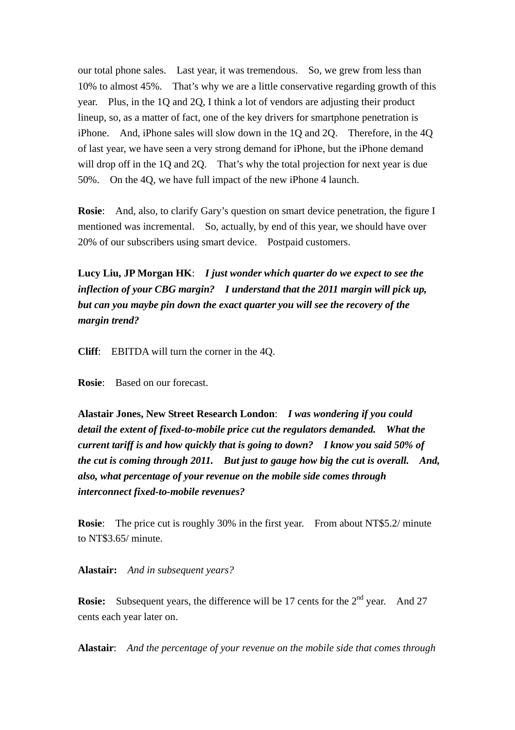our total phone sales. Last year, it was tremendous. So, we grew from less than 10% to almost 45%. That's why we are a little conservative regarding growth of this year. Plus, in the 1Q and 2Q, I think a lot of vendors are adjusting their product lineup, so, as a matter of fact, one of the key drivers for smartphone penetration is iPhone. And, iPhone sales will slow down in the 1Q and 2Q. Therefore, in the 4Q of last year, we have seen a very strong demand for iPhone, but the iPhone demand will drop off in the 1Q and 2Q. That's why the total projection for next year is due 50%. On the 4Q, we have full impact of the new iPhone 4 launch.

**Rosie**: And, also, to clarify Gary's question on smart device penetration, the figure I mentioned was incremental. So, actually, by end of this year, we should have over 20% of our subscribers using smart device. Postpaid customers.

**Lucy Liu, JP Morgan HK**: ***I just wonder which quarter do we expect to see the inflection of your CBG margin? I understand that the 2011 margin will pick up, but can you maybe pin down the exact quarter you will see the recovery of the margin trend?***

**Cliff**: EBITDA will turn the corner in the 4Q.

**Rosie**: Based on our forecast.

**Alastair Jones, New Street Research London**: ***I was wondering if you could detail the extent of fixed-to-mobile price cut the regulators demanded. What the current tariff is and how quickly that is going to down? I know you said 50% of the cut is coming through 2011. But just to gauge how big the cut is overall. And, also, what percentage of your revenue on the mobile side comes through interconnect fixed-to-mobile revenues?***

**Rosie**: The price cut is roughly 30% in the first year. From about NT$5.2/ minute to NT$3.65/ minute.

**Alastair:** *And in subsequent years?*

**Rosie:** Subsequent years, the difference will be 17 cents for the 2nd year. And 27 cents each year later on.

**Alastair**: *And the percentage of your revenue on the mobile side that comes through*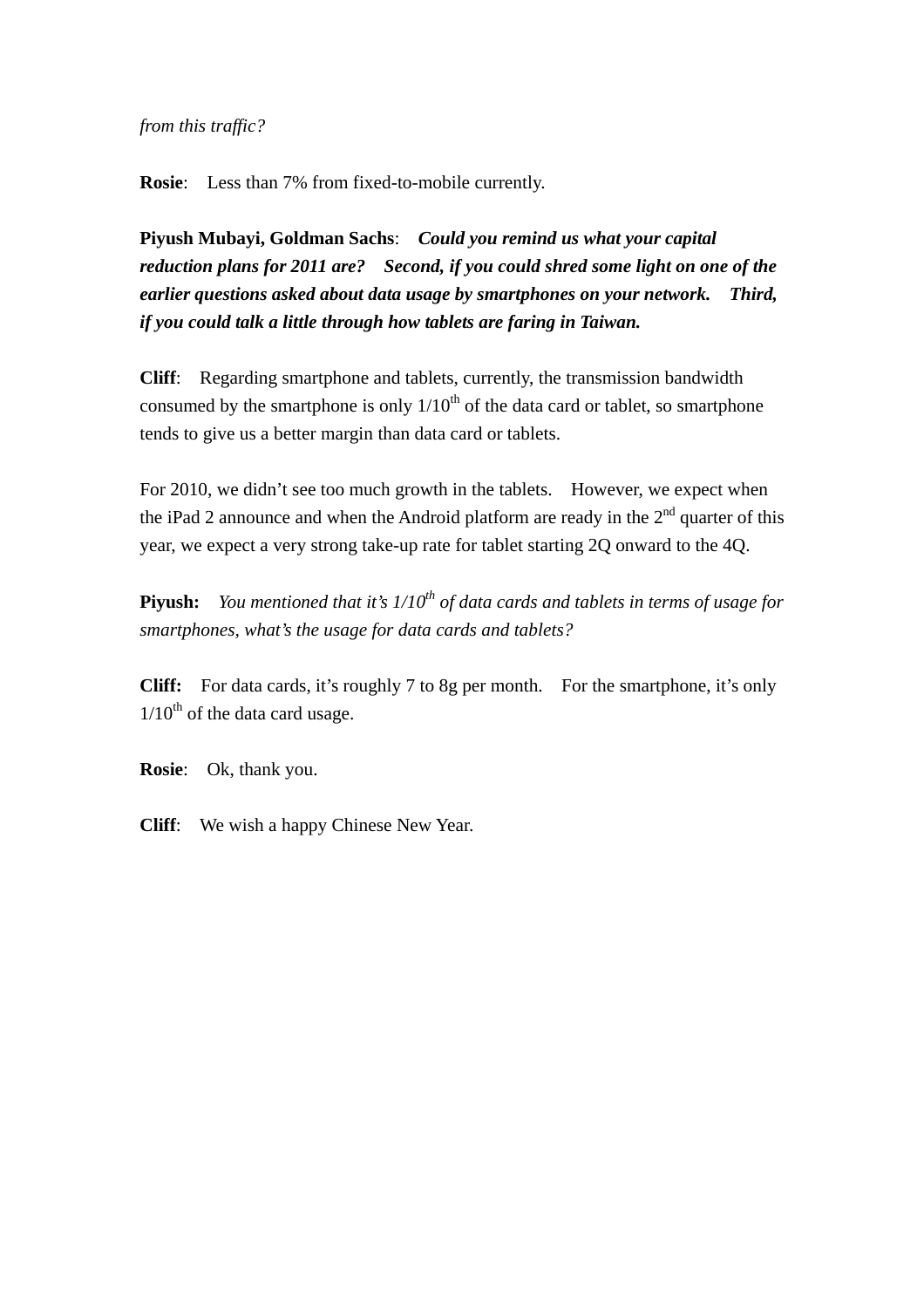*from this traffic?*

**Rosie**: Less than 7% from fixed-to-mobile currently.

**Piyush Mubayi, Goldman Sachs**: ***Could you remind us what your capital reduction plans for 2011 are? Second, if you could shred some light on one of the earlier questions asked about data usage by smartphones on your network. Third, if you could talk a little through how tablets are faring in Taiwan.***

**Cliff**: Regarding smartphone and tablets, currently, the transmission bandwidth consumed by the smartphone is only 1/10th of the data card or tablet, so smartphone tends to give us a better margin than data card or tablets.

For 2010, we didn't see too much growth in the tablets. However, we expect when the iPad 2 announce and when the Android platform are ready in the 2nd quarter of this year, we expect a very strong take-up rate for tablet starting 2Q onward to the 4Q.

**Piyush:** *You mentioned that it's 1/10th of data cards and tablets in terms of usage for smartphones, what's the usage for data cards and tablets?*

**Cliff:** For data cards, it's roughly 7 to 8g per month. For the smartphone, it's only 1/10th of the data card usage.

**Rosie**: Ok, thank you.

**Cliff**: We wish a happy Chinese New Year.